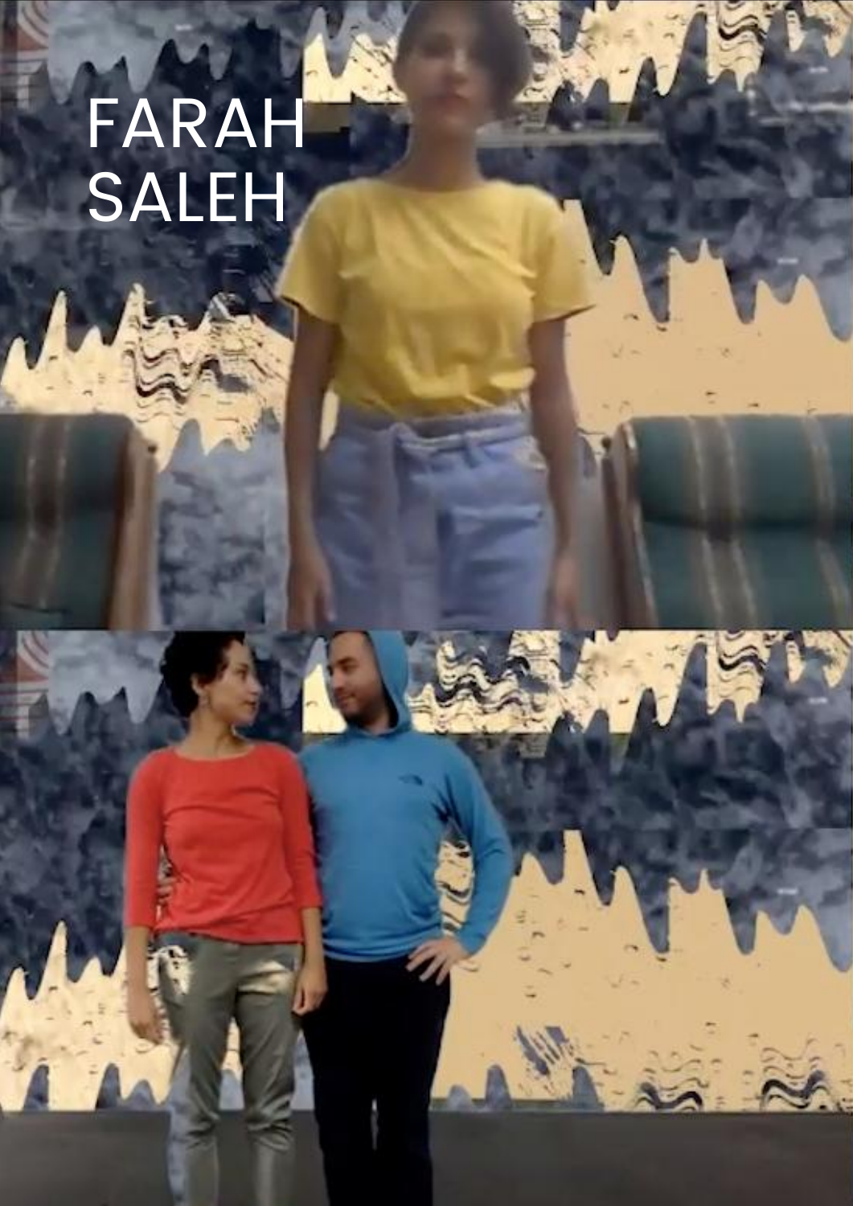# FARAH SALEH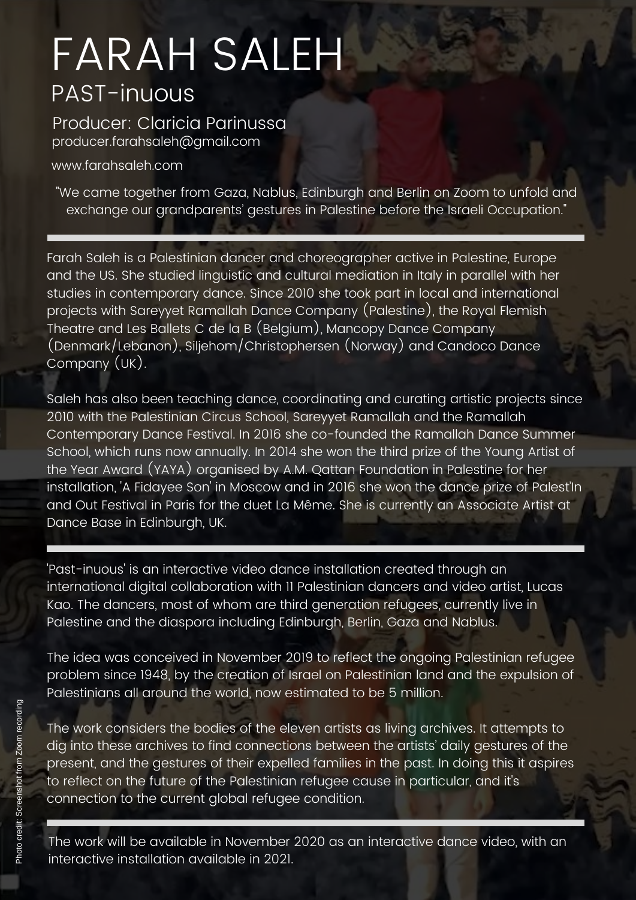# FARAH SALEH

## PAST-inuous

Producer: Claricia Parinussa
producer.farahsaleh@gmail.com

www.farahsaleh.com

"We came together from Gaza, Nablus, Edinburgh and Berlin on Zoom to unfold and exchange our grandparents' gestures in Palestine before the Israeli Occupation."

---

Farah Saleh is a Palestinian dancer and choreographer active in Palestine, Europe and the US. She studied linguistic and cultural mediation in Italy in parallel with her studies in contemporary dance. Since 2010 she took part in local and international projects with Sareyyet Ramallah Dance Company (Palestine), the Royal Flemish Theatre and Les Ballets C de la B (Belgium), Mancopy Dance Company (Denmark/Lebanon), Siljehom/Christophersen (Norway) and Candoco Dance Company (UK).

Saleh has also been teaching dance, coordinating and curating artistic projects since 2010 with the Palestinian Circus School, Sareyyet Ramallah and the Ramallah Contemporary Dance Festival. In 2016 she co-founded the Ramallah Dance Summer School, which runs now annually. In 2014 she won the third prize of the Young Artist of the Year Award (YAYA) organised by A.M. Qattan Foundation in Palestine for her installation, 'A Fidayee Son' in Moscow and in 2016 she won the dance prize of Palest'In and Out Festival in Paris for the duet La Même. She is currently an Associate Artist at Dance Base in Edinburgh, UK.

---

'Past-inuous' is an interactive video dance installation created through an international digital collaboration with 11 Palestinian dancers and video artist, Lucas Kao. The dancers, most of whom are third generation refugees, currently live in Palestine and the diaspora including Edinburgh, Berlin, Gaza and Nablus.

The idea was conceived in November 2019 to reflect the ongoing Palestinian refugee problem since 1948, by the creation of Israel on Palestinian land and the expulsion of Palestinians all around the world, now estimated to be 5 million.

The work considers the bodies of the eleven artists as living archives. It attempts to dig into these archives to find connections between the artists' daily gestures of the present, and the gestures of their expelled families in the past. In doing this it aspires to reflect on the future of the Palestinian refugee cause in particular, and it's connection to the current global refugee condition.

---

The work will be available in November 2020 as an interactive dance video, with an interactive installation available in 2021.

Photo credit: Screenshot from Zoom recording